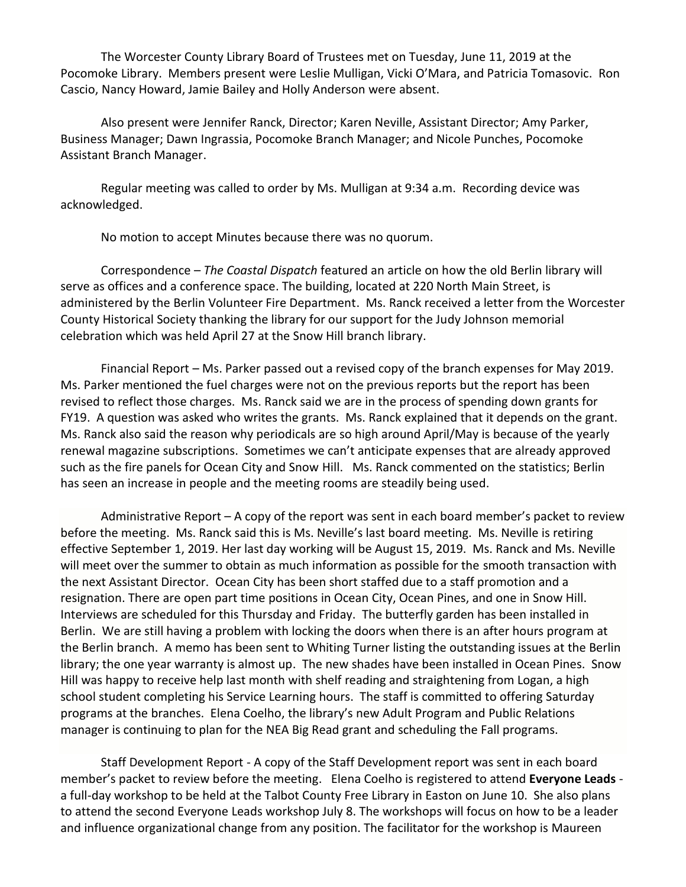The Worcester County Library Board of Trustees met on Tuesday, June 11, 2019 at the Pocomoke Library. Members present were Leslie Mulligan, Vicki O'Mara, and Patricia Tomasovic. Ron Cascio, Nancy Howard, Jamie Bailey and Holly Anderson were absent.

Also present were Jennifer Ranck, Director; Karen Neville, Assistant Director; Amy Parker, Business Manager; Dawn Ingrassia, Pocomoke Branch Manager; and Nicole Punches, Pocomoke Assistant Branch Manager.

Regular meeting was called to order by Ms. Mulligan at 9:34 a.m. Recording device was acknowledged.

No motion to accept Minutes because there was no quorum.

Correspondence – *The Coastal Dispatch* featured an article on how the old Berlin library will serve as offices and a conference space. The building, located at 220 North Main Street, is administered by the Berlin Volunteer Fire Department. Ms. Ranck received a letter from the Worcester County Historical Society thanking the library for our support for the Judy Johnson memorial celebration which was held April 27 at the Snow Hill branch library.

Financial Report – Ms. Parker passed out a revised copy of the branch expenses for May 2019. Ms. Parker mentioned the fuel charges were not on the previous reports but the report has been revised to reflect those charges. Ms. Ranck said we are in the process of spending down grants for FY19. A question was asked who writes the grants. Ms. Ranck explained that it depends on the grant. Ms. Ranck also said the reason why periodicals are so high around April/May is because of the yearly renewal magazine subscriptions. Sometimes we can't anticipate expenses that are already approved such as the fire panels for Ocean City and Snow Hill. Ms. Ranck commented on the statistics; Berlin has seen an increase in people and the meeting rooms are steadily being used.

Administrative Report – A copy of the report was sent in each board member's packet to review before the meeting. Ms. Ranck said this is Ms. Neville's last board meeting. Ms. Neville is retiring effective September 1, 2019. Her last day working will be August 15, 2019. Ms. Ranck and Ms. Neville will meet over the summer to obtain as much information as possible for the smooth transaction with the next Assistant Director. Ocean City has been short staffed due to a staff promotion and a resignation. There are open part time positions in Ocean City, Ocean Pines, and one in Snow Hill. Interviews are scheduled for this Thursday and Friday. The butterfly garden has been installed in Berlin. We are still having a problem with locking the doors when there is an after hours program at the Berlin branch. A memo has been sent to Whiting Turner listing the outstanding issues at the Berlin library; the one year warranty is almost up. The new shades have been installed in Ocean Pines. Snow Hill was happy to receive help last month with shelf reading and straightening from Logan, a high school student completing his Service Learning hours. The staff is committed to offering Saturday programs at the branches. Elena Coelho, the library's new Adult Program and Public Relations manager is continuing to plan for the NEA Big Read grant and scheduling the Fall programs.

Staff Development Report - A copy of the Staff Development report was sent in each board member's packet to review before the meeting. Elena Coelho is registered to attend **Everyone Leads** - a full-day workshop to be held at the Talbot County Free Library in Easton on June 10. She also plans to attend the second Everyone Leads workshop July 8. The workshops will focus on how to be a leader and influence organizational change from any position. The facilitator for the workshop is Maureen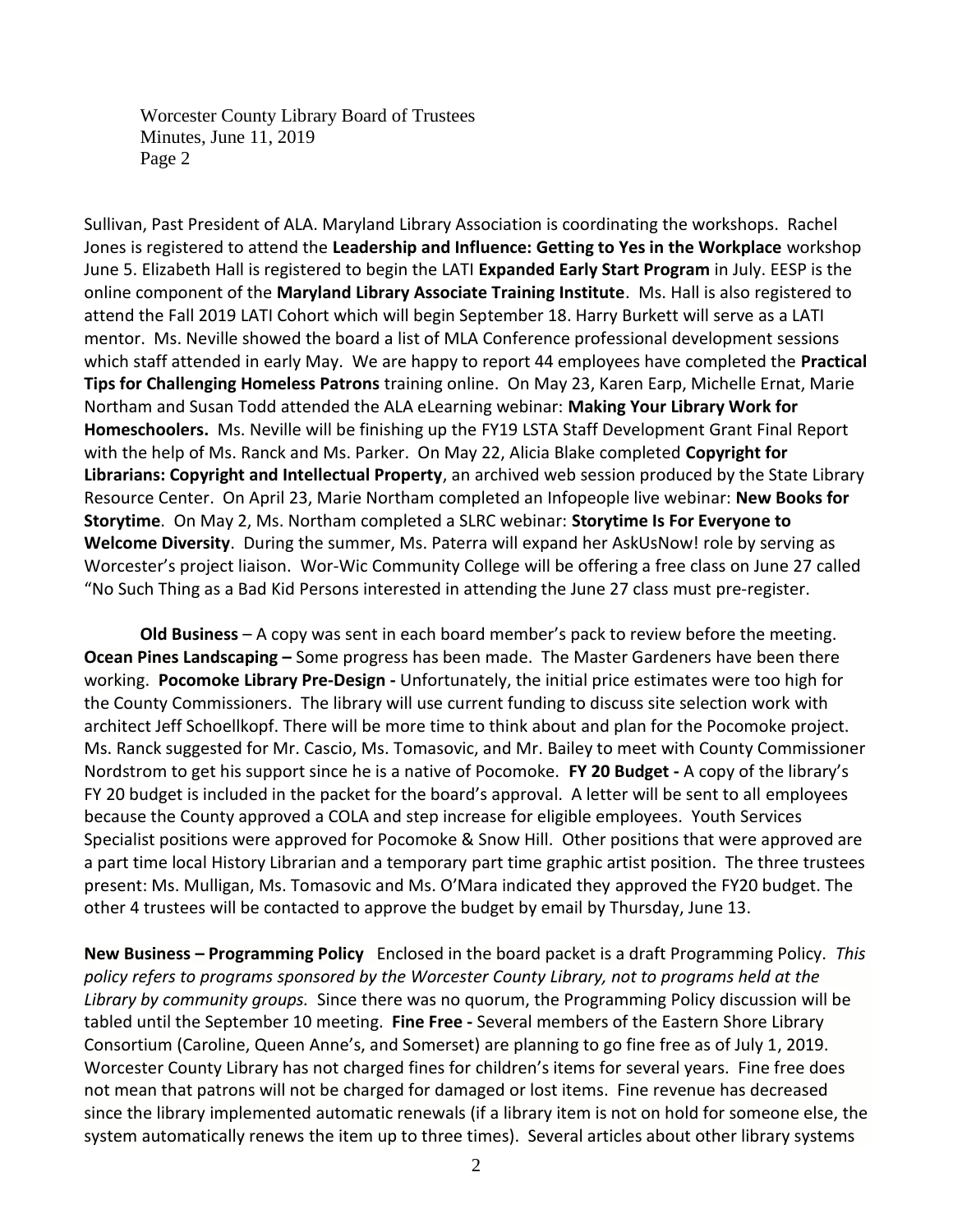Sullivan, Past President of ALA. Maryland Library Association is coordinating the workshops. Rachel Jones is registered to attend the **Leadership and Influence: Getting to Yes in the Workplace** workshop June 5. Elizabeth Hall is registered to begin the LATI **Expanded Early Start Program** in July. EESP is the online component of the **Maryland Library Associate Training Institute**. Ms. Hall is also registered to attend the Fall 2019 LATI Cohort which will begin September 18. Harry Burkett will serve as a LATI mentor. Ms. Neville showed the board a list of MLA Conference professional development sessions which staff attended in early May. We are happy to report 44 employees have completed the **Practical Tips for Challenging Homeless Patrons** training online. On May 23, Karen Earp, Michelle Ernat, Marie Northam and Susan Todd attended the ALA eLearning webinar: **Making Your Library Work for Homeschoolers.** Ms. Neville will be finishing up the FY19 LSTA Staff Development Grant Final Report with the help of Ms. Ranck and Ms. Parker. On May 22, Alicia Blake completed **Copyright for Librarians: Copyright and Intellectual Property**, an archived web session produced by the State Library Resource Center. On April 23, Marie Northam completed an Infopeople live webinar: **New Books for Storytime**. On May 2, Ms. Northam completed a SLRC webinar: **Storytime Is For Everyone to Welcome Diversity**. During the summer, Ms. Paterra will expand her AskUsNow! role by serving as Worcester's project liaison. Wor-Wic Community College will be offering a free class on June 27 called "No Such Thing as a Bad Kid Persons interested in attending the June 27 class must pre-register.

**Old Business** – A copy was sent in each board member's pack to review before the meeting. **Ocean Pines Landscaping –** Some progress has been made. The Master Gardeners have been there working. **Pocomoke Library Pre-Design -** Unfortunately, the initial price estimates were too high for the County Commissioners. The library will use current funding to discuss site selection work with architect Jeff Schoellkopf. There will be more time to think about and plan for the Pocomoke project. Ms. Ranck suggested for Mr. Cascio, Ms. Tomasovic, and Mr. Bailey to meet with County Commissioner Nordstrom to get his support since he is a native of Pocomoke. **FY 20 Budget -** A copy of the library's FY 20 budget is included in the packet for the board's approval. A letter will be sent to all employees because the County approved a COLA and step increase for eligible employees. Youth Services Specialist positions were approved for Pocomoke & Snow Hill. Other positions that were approved are a part time local History Librarian and a temporary part time graphic artist position. The three trustees present: Ms. Mulligan, Ms. Tomasovic and Ms. O'Mara indicated they approved the FY20 budget. The other 4 trustees will be contacted to approve the budget by email by Thursday, June 13.

**New Business – Programming Policy** Enclosed in the board packet is a draft Programming Policy. *This policy refers to programs sponsored by the Worcester County Library, not to programs held at the Library by community groups.* Since there was no quorum, the Programming Policy discussion will be tabled until the September 10 meeting. **Fine Free -** Several members of the Eastern Shore Library Consortium (Caroline, Queen Anne's, and Somerset) are planning to go fine free as of July 1, 2019. Worcester County Library has not charged fines for children's items for several years. Fine free does not mean that patrons will not be charged for damaged or lost items. Fine revenue has decreased since the library implemented automatic renewals (if a library item is not on hold for someone else, the system automatically renews the item up to three times). Several articles about other library systems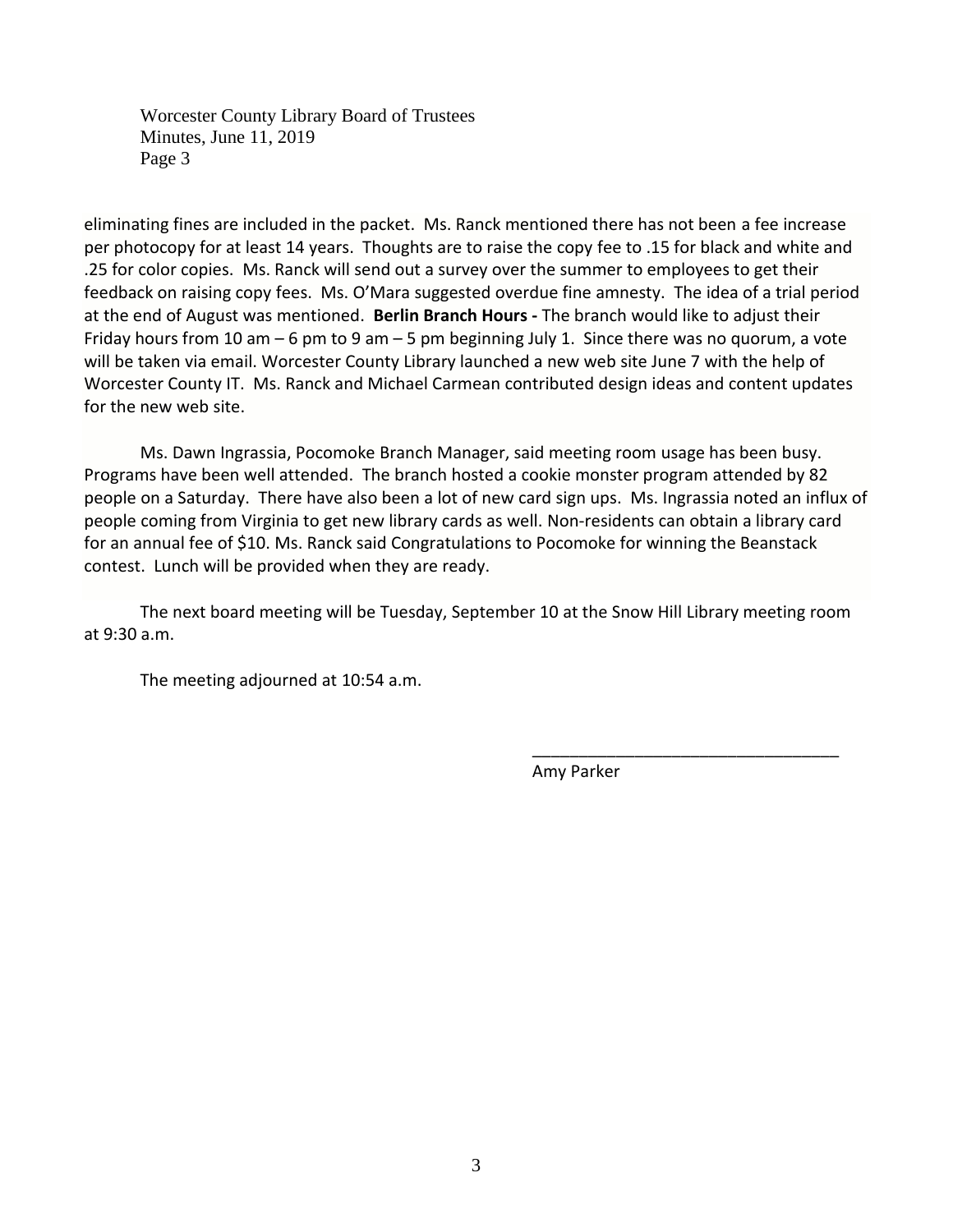eliminating fines are included in the packet. Ms. Ranck mentioned there has not been a fee increase per photocopy for at least 14 years. Thoughts are to raise the copy fee to .15 for black and white and .25 for color copies. Ms. Ranck will send out a survey over the summer to employees to get their feedback on raising copy fees. Ms. O'Mara suggested overdue fine amnesty. The idea of a trial period at the end of August was mentioned. **Berlin Branch Hours -** The branch would like to adjust their Friday hours from 10 am – 6 pm to 9 am – 5 pm beginning July 1. Since there was no quorum, a vote will be taken via email. Worcester County Library launched a new web site June 7 with the help of Worcester County IT. Ms. Ranck and Michael Carmean contributed design ideas and content updates for the new web site.

Ms. Dawn Ingrassia, Pocomoke Branch Manager, said meeting room usage has been busy. Programs have been well attended. The branch hosted a cookie monster program attended by 82 people on a Saturday. There have also been a lot of new card sign ups. Ms. Ingrassia noted an influx of people coming from Virginia to get new library cards as well. Non-residents can obtain a library card for an annual fee of $10. Ms. Ranck said Congratulations to Pocomoke for winning the Beanstack contest. Lunch will be provided when they are ready.

The next board meeting will be Tuesday, September 10 at the Snow Hill Library meeting room at 9:30 a.m.

The meeting adjourned at 10:54 a.m.

\_\_\_\_\_\_\_\_\_\_\_\_\_\_\_\_\_\_\_\_\_\_\_\_\_\_\_\_\_\_\_\_\_\_

Amy Parker